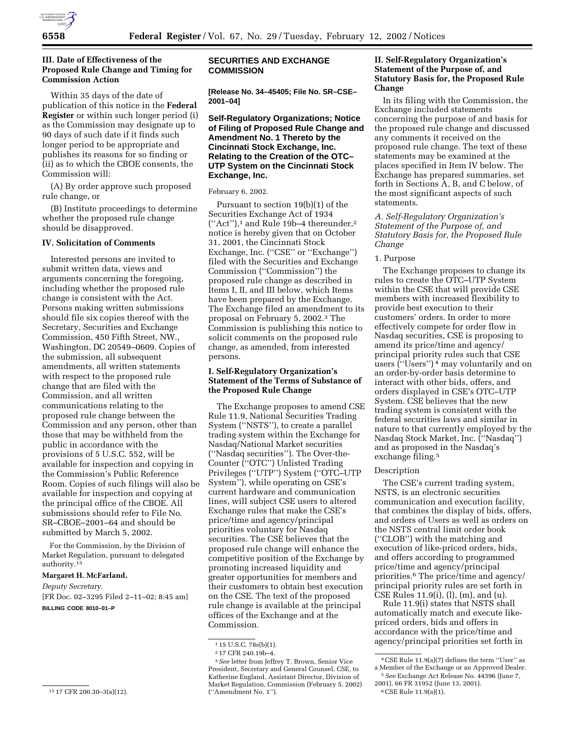### III. Date of Effectiveness of the Proposed Rule Change and Timing for Commission Action

Within 35 days of the date of publication of this notice in the **Federal Register** or within such longer period (i) as the Commission may designate up to 90 days of such date if it finds such longer period to be appropriate and publishes its reasons for so finding or (ii) as to which the CBOE consents, the Commission will:

(A) By order approve such proposed rule change, or

(B) Institute proceedings to determine whether the proposed rule change should be disapproved.

### IV. Solicitation of Comments

Interested persons are invited to submit written data, views and arguments concerning the foregoing, including whether the proposed rule change is consistent with the Act. Persons making written submissions should file six copies thereof with the Secretary, Securities and Exchange Commission, 450 Fifth Street, NW., Washington, DC 20549–0609. Copies of the submission, all subsequent amendments, all written statements with respect to the proposed rule change that are filed with the Commission, and all written communications relating to the proposed rule change between the Commission and any person, other than those that may be withheld from the public in accordance with the provisions of 5 U.S.C. 552, will be available for inspection and copying in the Commission's Public Reference Room. Copies of such filings will also be available for inspection and copying at the principal office of the CBOE. All submissions should refer to File No. SR–CBOE–2001–64 and should be submitted by March 5, 2002.

For the Commission, by the Division of Market Regulation, pursuant to delegated authority.[15]

**Margaret H. McFarland,**

*Deputy Secretary.*

[FR Doc. 02–3295 Filed 2–11–02; 8:45 am]

**BILLING CODE 8010–01–P**

[15] 17 CFR 200.30–3(a)(12).

## SECURITIES AND EXCHANGE COMMISSION

**[Release No. 34–45405; File No. SR–CSE–2001–04]**

## Self-Regulatory Organizations; Notice of Filing of Proposed Rule Change and Amendment No. 1 Thereto by the Cincinnati Stock Exchange, Inc. Relating to the Creation of the OTC–UTP System on the Cincinnati Stock Exchange, Inc.

February 6, 2002.

Pursuant to section 19(b)(1) of the Securities Exchange Act of 1934 ("Act"),[1] and Rule 19b–4 thereunder,[2] notice is hereby given that on October 31, 2001, the Cincinnati Stock Exchange, Inc. ("CSE" or "Exchange") filed with the Securities and Exchange Commission ("Commission") the proposed rule change as described in Items I, II, and III below, which Items have been prepared by the Exchange. The Exchange filed an amendment to its proposal on February 5, 2002.[3] The Commission is publishing this notice to solicit comments on the proposed rule change, as amended, from interested persons.

### I. Self-Regulatory Organization's Statement of the Terms of Substance of the Proposed Rule Change

The Exchange proposes to amend CSE Rule 11.9, National Securities Trading System ("NSTS"), to create a parallel trading system within the Exchange for Nasdaq/National Market securities ("Nasdaq securities"). The Over-the-Counter ("OTC") Unlisted Trading Privileges ("UTP") System ("OTC–UTP System"), while operating on CSE's current hardware and communication lines, will subject CSE users to altered Exchange rules that make the CSE's price/time and agency/principal priorities voluntary for Nasdaq securities. The CSE believes that the proposed rule change will enhance the competitive position of the Exchange by promoting increased liquidity and greater opportunities for members and their customers to obtain best execution on the CSE. The text of the proposed rule change is available at the principal offices of the Exchange and at the Commission.

[1] 15 U.S.C. 78s(b)(1).

[2] 17 CFR 240.19b–4.

[3] *See* letter from Jeffrey T. Brown, Senior Vice President, Secretary and General Counsel, CSE, to Katherine England, Assistant Director, Division of Market Regulation, Commission (February 5, 2002) ("Amendment No. 1").

### II. Self-Regulatory Organization's Statement of the Purpose of, and Statutory Basis for, the Proposed Rule Change

In its filing with the Commission, the Exchange included statements concerning the purpose of and basis for the proposed rule change and discussed any comments it received on the proposed rule change. The text of these statements may be examined at the places specified in Item IV below. The Exchange has prepared summaries, set forth in Sections A, B, and C below, of the most significant aspects of such statements.

#### *A. Self-Regulatory Organization's Statement of the Purpose of, and Statutory Basis for, the Proposed Rule Change*

1. Purpose

The Exchange proposes to change its rules to create the OTC–UTP System within the CSE that will provide CSE members with increased flexibility to provide best execution to their customers' orders. In order to more effectively compete for order flow in Nasdaq securities, CSE is proposing to amend its price/time and agency/principal priority rules such that CSE users ("Users")[4] may voluntarily and on an order-by-order basis determine to interact with other bids, offers, and orders displayed in CSE's OTC–UTP System. CSE believes that the new trading system is consistent with the federal securities laws and similar in nature to that currently employed by the Nasdaq Stock Market, Inc. ("Nasdaq") and as proposed in the Nasdaq's exchange filing.[5]

Description

The CSE's current trading system, NSTS, is an electronic securities communication and execution facility, that combines the display of bids, offers, and orders of Users as well as orders on the NSTS central limit order book ("CLOB") with the matching and execution of like-priced orders, bids, and offers according to programmed price/time and agency/principal priorities.[6] The price/time and agency/principal priority rules are set forth in CSE Rules 11.9(i), (l), (m), and (u).

Rule 11.9(i) states that NSTS shall automatically match and execute like-priced orders, bids and offers in accordance with the price/time and agency/principal priorities set forth in

[4] CSE Rule 11.9(a)(7) defines the term "User" as a Member of the Exchange or an Approved Dealer.

[5] *See* Exchange Act Release No. 44396 (June 7, 2001), 66 FR 31952 (June 13, 2001).

[6] CSE Rule 11.9(a)(1).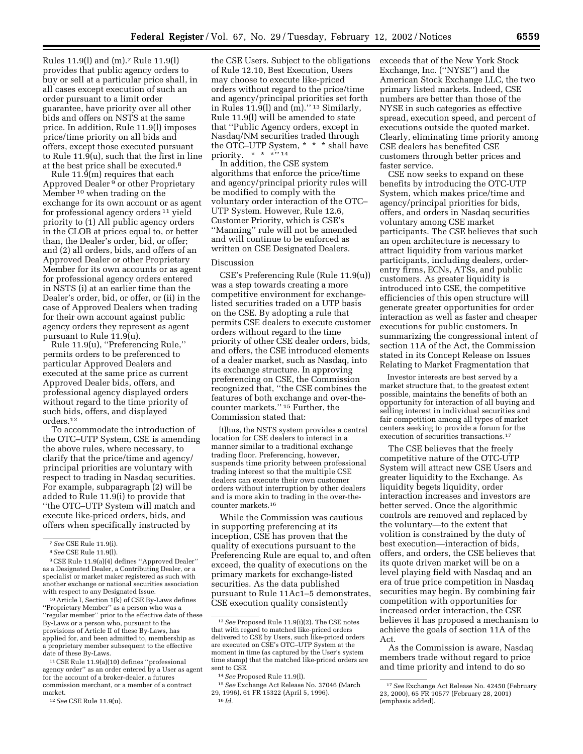Rules 11.9(l) and (m).[7] Rule 11.9(l) provides that public agency orders to buy or sell at a particular price shall, in all cases except execution of such an order pursuant to a limit order guarantee, have priority over all other bids and offers on NSTS at the same price. In addition, Rule 11.9(l) imposes price/time priority on all bids and offers, except those executed pursuant to Rule 11.9(u), such that the first in line at the best price shall be executed.[8]

Rule 11.9(m) requires that each Approved Dealer[9] or other Proprietary Member[10] when trading on the exchange for its own account or as agent for professional agency orders[11] yield priority to (1) All public agency orders in the CLOB at prices equal to, or better than, the Dealer's order, bid, or offer; and (2) all orders, bids, and offers of an Approved Dealer or other Proprietary Member for its own accounts or as agent for professional agency orders entered in NSTS (i) at an earlier time than the Dealer's order, bid, or offer, or (ii) in the case of Approved Dealers when trading for their own account against public agency orders they represent as agent pursuant to Rule 11.9(u).

Rule 11.9(u), "Preferencing Rule," permits orders to be preferenced to particular Approved Dealers and executed at the same price as current Approved Dealer bids, offers, and professional agency displayed orders without regard to the time priority of such bids, offers, and displayed orders.[12]

To accommodate the introduction of the OTC–UTP System, CSE is amending the above rules, where necessary, to clarify that the price/time and agency/principal priorities are voluntary with respect to trading in Nasdaq securities. For example, subparagraph (2) will be added to Rule 11.9(i) to provide that "the OTC–UTP System will match and execute like-priced orders, bids, and offers when specifically instructed by the CSE Users. Subject to the obligations of Rule 12.10, Best Execution, Users may choose to execute like-priced orders without regard to the price/time and agency/principal priorities set forth in Rules 11.9(l) and (m)."[13] Similarly, Rule 11.9(l) will be amended to state that "Public Agency orders, except in Nasdaq/NM securities traded through the OTC–UTP System, * * * shall have priority. * * *"[14]

In addition, the CSE system algorithms that enforce the price/time and agency/principal priority rules will be modified to comply with the voluntary order interaction of the OTC–UTP System. However, Rule 12.6, Customer Priority, which is CSE's "Manning" rule will not be amended and will continue to be enforced as written on CSE Designated Dealers.

## Discussion

CSE's Preferencing Rule (Rule 11.9(u)) was a step towards creating a more competitive environment for exchange-listed securities traded on a UTP basis on the CSE. By adopting a rule that permits CSE dealers to execute customer orders without regard to the time priority of other CSE dealer orders, bids, and offers, the CSE introduced elements of a dealer market, such as Nasdaq, into its exchange structure. In approving preferencing on CSE, the Commission recognized that, "the CSE combines the features of both exchange and over-the-counter markets."[15] Further, the Commission stated that:

> [t]hus, the NSTS system provides a central location for CSE dealers to interact in a manner similar to a traditional exchange trading floor. Preferencing, however, suspends time priority between professional trading interest so that the multiple CSE dealers can execute their own customer orders without interruption by other dealers and is more akin to trading in the over-the-counter markets.[16]

While the Commission was cautious in supporting preferencing at its inception, CSE has proven that the quality of executions pursuant to the Preferencing Rule are equal to, and often exceed, the quality of executions on the primary markets for exchange-listed securities. As the data published pursuant to Rule 11Ac1–5 demonstrates, CSE execution quality consistently exceeds that of the New York Stock Exchange, Inc. ("NYSE") and the American Stock Exchange LLC, the two primary listed markets. Indeed, CSE numbers are better than those of the NYSE in such categories as effective spread, execution speed, and percent of executions outside the quoted market. Clearly, eliminating time priority among CSE dealers has benefited CSE customers through better prices and faster service.

CSE now seeks to expand on these benefits by introducing the OTC-UTP System, which makes price/time and agency/principal priorities for bids, offers, and orders in Nasdaq securities voluntary among CSE market participants. The CSE believes that such an open architecture is necessary to attract liquidity from various market participants, including dealers, order-entry firms, ECNs, ATSs, and public customers. As greater liquidity is introduced into CSE, the competitive efficiencies of this open structure will generate greater opportunities for order interaction as well as faster and cheaper executions for public customers. In summarizing the congressional intent of section 11A of the Act, the Commission stated in its Concept Release on Issues Relating to Market Fragmentation that

> Investor interests are best served by a market structure that, to the greatest extent possible, maintains the benefits of both an opportunity for interaction of all buying and selling interest in individual securities and fair competition among all types of market centers seeking to provide a forum for the execution of securities transactions.[17]

The CSE believes that the freely competitive nature of the OTC-UTP System will attract new CSE Users and greater liquidity to the Exchange. As liquidity begets liquidity, order interaction increases and investors are better served. Once the algorithmic controls are removed and replaced by the voluntary—to the extent that volition is constrained by the duty of best execution—interaction of bids, offers, and orders, the CSE believes that its quote driven market will be on a level playing field with Nasdaq and an era of true price competition in Nasdaq securities may begin. By combining fair competition with opportunities for increased order interaction, the CSE believes it has proposed a mechanism to achieve the goals of section 11A of the Act.

As the Commission is aware, Nasdaq members trade without regard to price and time priority and intend to do so

---

[7] *See* CSE Rule 11.9(i).

[8] *See* CSE Rule 11.9(l).

[9] CSE Rule 11.9(a)(4) defines "Approved Dealer" as a Designated Dealer, a Contributing Dealer, or a specialist or market maker registered as such with another exchange or national securities association with respect to any Designated Issue.

[10] Article I, Section 1(k) of CSE By-Laws defines "Proprietary Member" as a person who was a "regular member" prior to the effective date of these By-Laws or a person who, pursuant to the provisions of Article II of these By-Laws, has applied for, and been admitted to, membership as a proprietary member subsequent to the effective date of these By-Laws.

[11] CSE Rule 11.9(a)(10) defines "professional agency order" as an order entered by a User as agent for the account of a broker-dealer, a futures commission merchant, or a member of a contract market.

[12] *See* CSE Rule 11.9(u).

[13] *See* Proposed Rule 11.9(i)(2). The CSE notes that with regard to matched like-priced orders delivered to CSE by Users, such like-priced orders are executed on CSE's OTC–UTP System at the moment in time (as captured by the User's system time stamp) that the matched like-priced orders are sent to CSE.

[14] *See* Proposed Rule 11.9(l).

[15] *See* Exchange Act Release No. 37046 (March 29, 1996), 61 FR 15322 (April 5, 1996).

[16] *Id.*

[17] *See* Exchange Act Release No. 42450 (February 23, 2000), 65 FR 10577 (February 28, 2001) (emphasis added).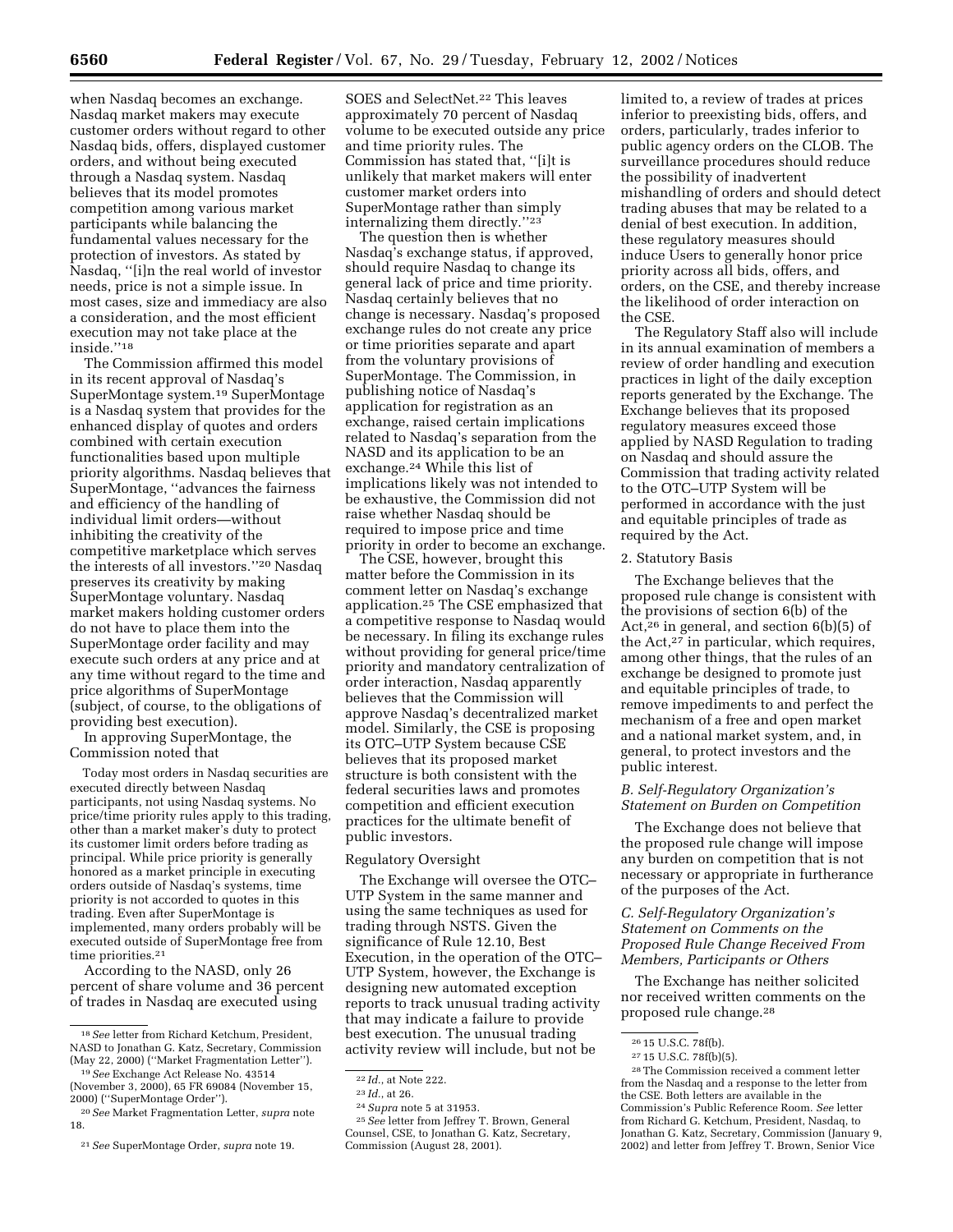when Nasdaq becomes an exchange. Nasdaq market makers may execute customer orders without regard to other Nasdaq bids, offers, displayed customer orders, and without being executed through a Nasdaq system. Nasdaq believes that its model promotes competition among various market participants while balancing the fundamental values necessary for the protection of investors. As stated by Nasdaq, "[i]n the real world of investor needs, price is not a simple issue. In most cases, size and immediacy are also a consideration, and the most efficient execution may not take place at the inside."[18]

The Commission affirmed this model in its recent approval of Nasdaq's SuperMontage system.[19] SuperMontage is a Nasdaq system that provides for the enhanced display of quotes and orders combined with certain execution functionalities based upon multiple priority algorithms. Nasdaq believes that SuperMontage, "advances the fairness and efficiency of the handling of individual limit orders—without inhibiting the creativity of the competitive marketplace which serves the interests of all investors."[20] Nasdaq preserves its creativity by making SuperMontage voluntary. Nasdaq market makers holding customer orders do not have to place them into the SuperMontage order facility and may execute such orders at any price and at any time without regard to the time and price algorithms of SuperMontage (subject, of course, to the obligations of providing best execution).

In approving SuperMontage, the Commission noted that

> Today most orders in Nasdaq securities are executed directly between Nasdaq participants, not using Nasdaq systems. No price/time priority rules apply to this trading, other than a market maker's duty to protect its customer limit orders before trading as principal. While price priority is generally honored as a market principle in executing orders outside of Nasdaq's systems, time priority is not accorded to quotes in this trading. Even after SuperMontage is implemented, many orders probably will be executed outside of SuperMontage free from time priorities.[21]

According to the NASD, only 26 percent of share volume and 36 percent of trades in Nasdaq are executed using SOES and SelectNet.[22] This leaves approximately 70 percent of Nasdaq volume to be executed outside any price and time priority rules. The Commission has stated that, "[i]t is unlikely that market makers will enter customer market orders into SuperMontage rather than simply internalizing them directly."[23]

The question then is whether Nasdaq's exchange status, if approved, should require Nasdaq to change its general lack of price and time priority. Nasdaq certainly believes that no change is necessary. Nasdaq's proposed exchange rules do not create any price or time priorities separate and apart from the voluntary provisions of SuperMontage. The Commission, in publishing notice of Nasdaq's application for registration as an exchange, raised certain implications related to Nasdaq's separation from the NASD and its application to be an exchange.[24] While this list of implications likely was not intended to be exhaustive, the Commission did not raise whether Nasdaq should be required to impose price and time priority in order to become an exchange.

The CSE, however, brought this matter before the Commission in its comment letter on Nasdaq's exchange application.[25] The CSE emphasized that a competitive response to Nasdaq would be necessary. In filing its exchange rules without providing for general price/time priority and mandatory centralization of order interaction, Nasdaq apparently believes that the Commission will approve Nasdaq's decentralized market model. Similarly, the CSE is proposing its OTC–UTP System because CSE believes that its proposed market structure is both consistent with the federal securities laws and promotes competition and efficient execution practices for the ultimate benefit of public investors.

Regulatory Oversight

The Exchange will oversee the OTC–UTP System in the same manner and using the same techniques as used for trading through NSTS. Given the significance of Rule 12.10, Best Execution, in the operation of the OTC–UTP System, however, the Exchange is designing new automated exception reports to track unusual trading activity that may indicate a failure to provide best execution. The unusual trading activity review will include, but not be limited to, a review of trades at prices inferior to preexisting bids, offers, and orders, particularly, trades inferior to public agency orders on the CLOB. The surveillance procedures should reduce the possibility of inadvertent mishandling of orders and should detect trading abuses that may be related to a denial of best execution. In addition, these regulatory measures should induce Users to generally honor price priority across all bids, offers, and orders, on the CSE, and thereby increase the likelihood of order interaction on the CSE.

The Regulatory Staff also will include in its annual examination of members a review of order handling and execution practices in light of the daily exception reports generated by the Exchange. The Exchange believes that its proposed regulatory measures exceed those applied by NASD Regulation to trading on Nasdaq and should assure the Commission that trading activity related to the OTC–UTP System will be performed in accordance with the just and equitable principles of trade as required by the Act.

2. Statutory Basis

The Exchange believes that the proposed rule change is consistent with the provisions of section 6(b) of the Act,[26] in general, and section 6(b)(5) of the Act,[27] in particular, which requires, among other things, that the rules of an exchange be designed to promote just and equitable principles of trade, to remove impediments to and perfect the mechanism of a free and open market and a national market system, and, in general, to protect investors and the public interest.

### *B. Self-Regulatory Organization's Statement on Burden on Competition*

The Exchange does not believe that the proposed rule change will impose any burden on competition that is not necessary or appropriate in furtherance of the purposes of the Act.

### *C. Self-Regulatory Organization's Statement on Comments on the Proposed Rule Change Received From Members, Participants or Others*

The Exchange has neither solicited nor received written comments on the proposed rule change.[28]

---

[18] *See* letter from Richard Ketchum, President, NASD to Jonathan G. Katz, Secretary, Commission (May 22, 2000) ("Market Fragmentation Letter").

[19] *See* Exchange Act Release No. 43514 (November 3, 2000), 65 FR 69084 (November 15, 2000) ("SuperMontage Order").

[20] *See* Market Fragmentation Letter, *supra* note 18.

[21] *See* SuperMontage Order, *supra* note 19.

[22] *Id.*, at Note 222.

[23] *Id.*, at 26.

[24] *Supra* note 5 at 31953.

[25] *See* letter from Jeffrey T. Brown, General Counsel, CSE, to Jonathan G. Katz, Secretary, Commission (August 28, 2001).

[26] 15 U.S.C. 78f(b).

[27] 15 U.S.C. 78f(b)(5).

[28] The Commission received a comment letter from the Nasdaq and a response to the letter from the CSE. Both letters are available in the Commission's Public Reference Room. *See* letter from Richard G. Ketchum, President, Nasdaq, to Jonathan G. Katz, Secretary, Commission (January 9, 2002) and letter from Jeffrey T. Brown, Senior Vice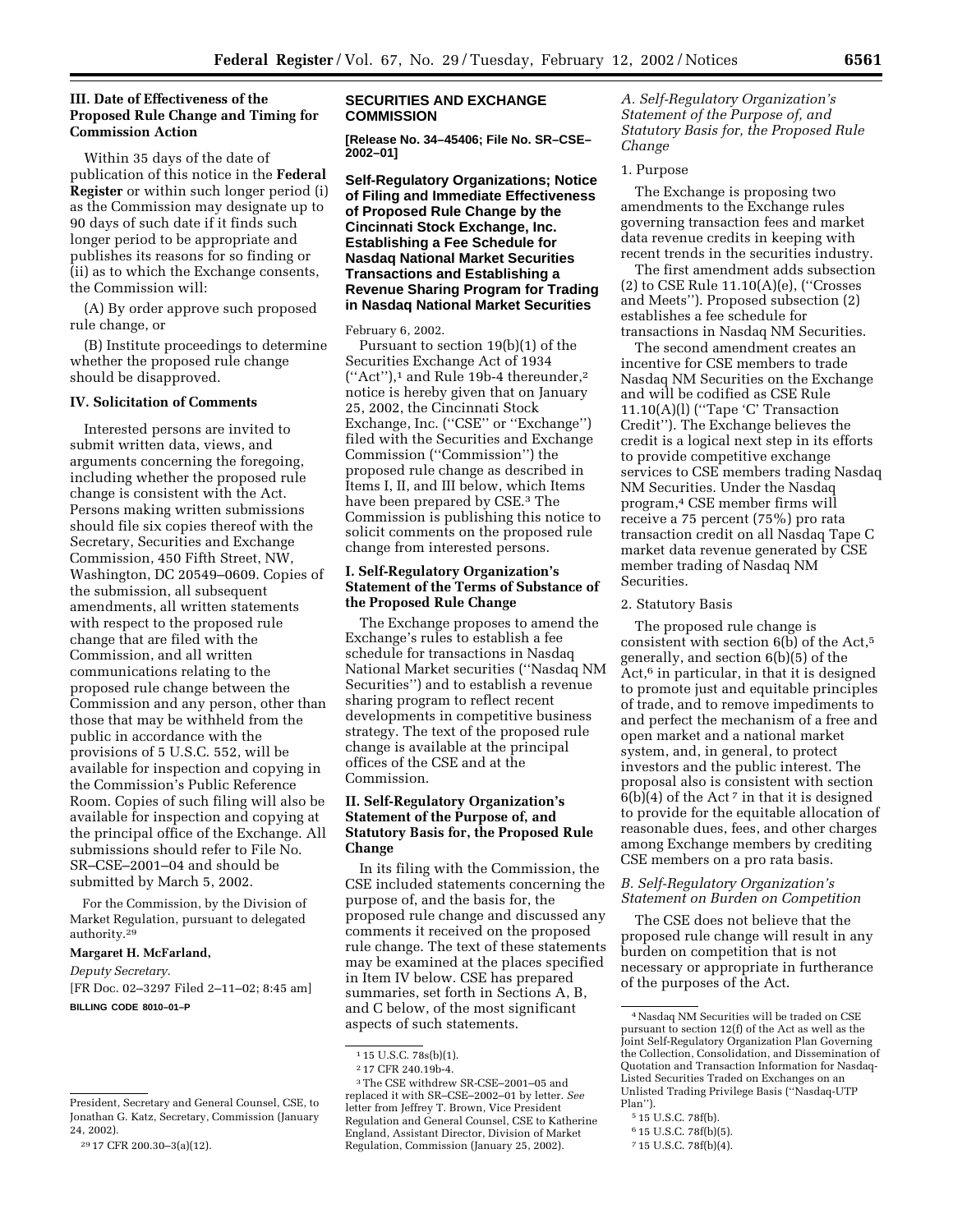### III. Date of Effectiveness of the Proposed Rule Change and Timing for Commission Action

Within 35 days of the date of publication of this notice in the **Federal Register** or within such longer period (i) as the Commission may designate up to 90 days of such date if it finds such longer period to be appropriate and publishes its reasons for so finding or (ii) as to which the Exchange consents, the Commission will:

(A) By order approve such proposed rule change, or

(B) Institute proceedings to determine whether the proposed rule change should be disapproved.

### IV. Solicitation of Comments

Interested persons are invited to submit written data, views, and arguments concerning the foregoing, including whether the proposed rule change is consistent with the Act. Persons making written submissions should file six copies thereof with the Secretary, Securities and Exchange Commission, 450 Fifth Street, NW, Washington, DC 20549–0609. Copies of the submission, all subsequent amendments, all written statements with respect to the proposed rule change that are filed with the Commission, and all written communications relating to the proposed rule change between the Commission and any person, other than those that may be withheld from the public in accordance with the provisions of 5 U.S.C. 552, will be available for inspection and copying in the Commission's Public Reference Room. Copies of such filing will also be available for inspection and copying at the principal office of the Exchange. All submissions should refer to File No. SR–CSE–2001–04 and should be submitted by March 5, 2002.

For the Commission, by the Division of Market Regulation, pursuant to delegated authority.[29]

**Margaret H. McFarland,**

*Deputy Secretary.*

[FR Doc. 02–3297 Filed 2–11–02; 8:45 am]

**BILLING CODE 8010–01–P**

President, Secretary and General Counsel, CSE, to Jonathan G. Katz, Secretary, Commission (January 24, 2002).

[29] 17 CFR 200.30–3(a)(12).

## SECURITIES AND EXCHANGE COMMISSION

**[Release No. 34–45406; File No. SR–CSE–2002–01]**

## Self-Regulatory Organizations; Notice of Filing and Immediate Effectiveness of Proposed Rule Change by the Cincinnati Stock Exchange, Inc. Establishing a Fee Schedule for Nasdaq National Market Securities Transactions and Establishing a Revenue Sharing Program for Trading in Nasdaq National Market Securities

February 6, 2002.

Pursuant to section 19(b)(1) of the Securities Exchange Act of 1934 ("Act"),[1] and Rule 19b-4 thereunder,[2] notice is hereby given that on January 25, 2002, the Cincinnati Stock Exchange, Inc. ("CSE" or "Exchange") filed with the Securities and Exchange Commission ("Commission") the proposed rule change as described in Items I, II, and III below, which Items have been prepared by CSE.[3] The Commission is publishing this notice to solicit comments on the proposed rule change from interested persons.

### I. Self-Regulatory Organization's Statement of the Terms of Substance of the Proposed Rule Change

The Exchange proposes to amend the Exchange's rules to establish a fee schedule for transactions in Nasdaq National Market securities ("Nasdaq NM Securities") and to establish a revenue sharing program to reflect recent developments in competitive business strategy. The text of the proposed rule change is available at the principal offices of the CSE and at the Commission.

### II. Self-Regulatory Organization's Statement of the Purpose of, and Statutory Basis for, the Proposed Rule Change

In its filing with the Commission, the CSE included statements concerning the purpose of, and the basis for, the proposed rule change and discussed any comments it received on the proposed rule change. The text of these statements may be examined at the places specified in Item IV below. CSE has prepared summaries, set forth in Sections A, B, and C below, of the most significant aspects of such statements.

[1] 15 U.S.C. 78s(b)(1).

[2] 17 CFR 240.19b-4.

[3] The CSE withdrew SR-CSE–2001–05 and replaced it with SR–CSE–2002–01 by letter. *See* letter from Jeffrey T. Brown, Vice President Regulation and General Counsel, CSE to Katherine England, Assistant Director, Division of Market Regulation, Commission (January 25, 2002).

### *A. Self-Regulatory Organization's Statement of the Purpose of, and Statutory Basis for, the Proposed Rule Change*

1. Purpose

The Exchange is proposing two amendments to the Exchange rules governing transaction fees and market data revenue credits in keeping with recent trends in the securities industry.

The first amendment adds subsection (2) to CSE Rule 11.10(A)(e), ("Crosses and Meets"). Proposed subsection (2) establishes a fee schedule for transactions in Nasdaq NM Securities.

The second amendment creates an incentive for CSE members to trade Nasdaq NM Securities on the Exchange and will be codified as CSE Rule 11.10(A)(l) ("Tape 'C' Transaction Credit"). The Exchange believes the credit is a logical next step in its efforts to provide competitive exchange services to CSE members trading Nasdaq NM Securities. Under the Nasdaq program,[4] CSE member firms will receive a 75 percent (75%) pro rata transaction credit on all Nasdaq Tape C market data revenue generated by CSE member trading of Nasdaq NM Securities.

2. Statutory Basis

The proposed rule change is consistent with section 6(b) of the Act,[5] generally, and section 6(b)(5) of the Act,[6] in particular, in that it is designed to promote just and equitable principles of trade, and to remove impediments to and perfect the mechanism of a free and open market and a national market system, and, in general, to protect investors and the public interest. The proposal also is consistent with section 6(b)(4) of the Act[7] in that it is designed to provide for the equitable allocation of reasonable dues, fees, and other charges among Exchange members by crediting CSE members on a pro rata basis.

### *B. Self-Regulatory Organization's Statement on Burden on Competition*

The CSE does not believe that the proposed rule change will result in any burden on competition that is not necessary or appropriate in furtherance of the purposes of the Act.

[4] Nasdaq NM Securities will be traded on CSE pursuant to section 12(f) of the Act as well as the Joint Self-Regulatory Organization Plan Governing the Collection, Consolidation, and Dissemination of Quotation and Transaction Information for Nasdaq-Listed Securities Traded on Exchanges on an Unlisted Trading Privilege Basis ("Nasdaq-UTP Plan").

[5] 15 U.S.C. 78f(b).

[6] 15 U.S.C. 78f(b)(5).

[7] 15 U.S.C. 78f(b)(4).